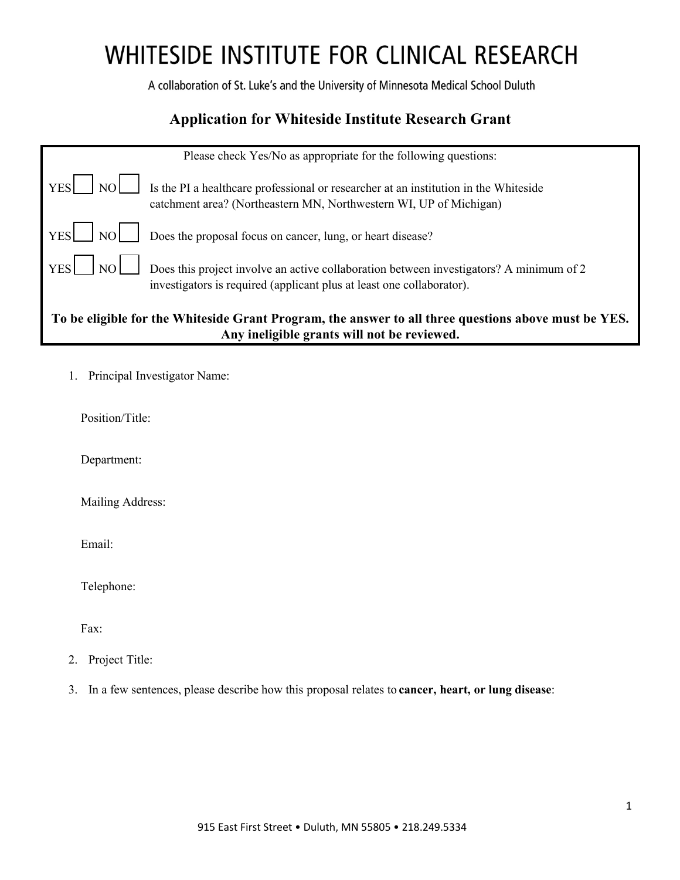# WHITESIDE INSTITUTE FOR CLINICAL RESEARCH

A collaboration of St. Luke's and the University of Minnesota Medical School Duluth

## Application for Whiteside Institute Research Grant

Please check Yes/No as appropriate for the following questions:

YES ☐ NO ☐ Is the PI a healthcare professional or researcher at an institution in the Whiteside catchment area? (Northeastern MN, Northwestern WI, UP of Michigan)

YES ☐ NO ☐ Does the proposal focus on cancer, lung, or heart disease?

YES ☐ NO ☐ Does this project involve an active collaboration between investigators? A minimum of 2 investigators is required (applicant plus at least one collaborator).

**To be eligible for the Whiteside Grant Program, the answer to all three questions above must be YES. Any ineligible grants will not be reviewed.**

1. Principal Investigator Name:

   Position/Title:

   Department:

   Mailing Address:

   Email:

   Telephone:

   Fax:

2. Project Title:

3. In a few sentences, please describe how this proposal relates to **cancer, heart, or lung disease**:

915 East First Street • Duluth, MN 55805 • 218.249.5334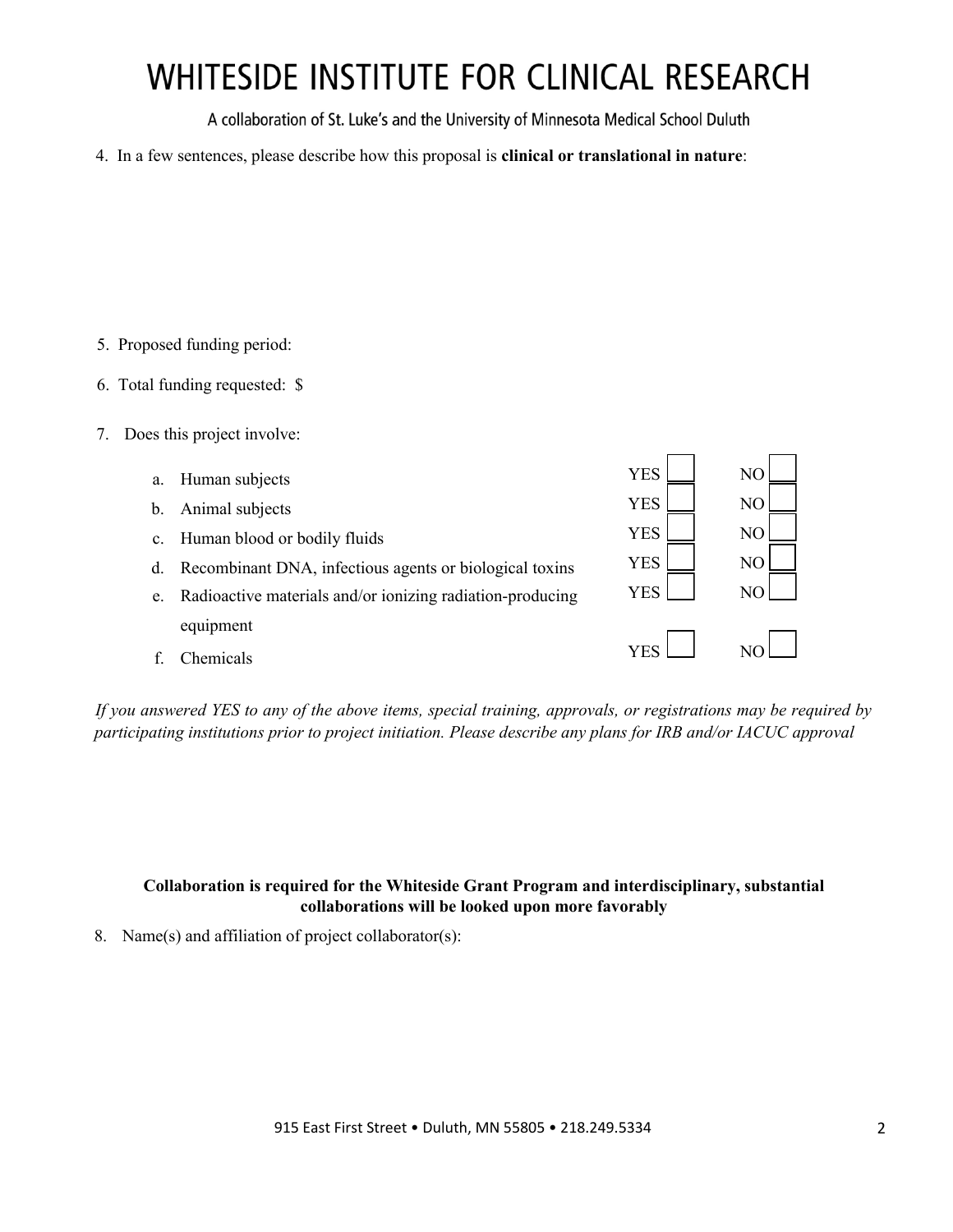# WHITESIDE INSTITUTE FOR CLINICAL RESEARCH

A collaboration of St. Luke's and the University of Minnesota Medical School Duluth

4. In a few sentences, please describe how this proposal is **clinical or translational in nature**:

5. Proposed funding period:

6. Total funding requested: $

7. Does this project involve:

| | | | |
|---|---|---|---|
| a. | Human subjects | YES ☐ | NO ☐ |
| b. | Animal subjects | YES ☐ | NO ☐ |
| c. | Human blood or bodily fluids | YES ☐ | NO ☐ |
| d. | Recombinant DNA, infectious agents or biological toxins | YES ☐ | NO ☐ |
| e. | Radioactive materials and/or ionizing radiation-producing equipment | YES ☐ | NO ☐ |
| f. | Chemicals | YES ☐ | NO ☐ |

*If you answered YES to any of the above items, special training, approvals, or registrations may be required by participating institutions prior to project initiation. Please describe any plans for IRB and/or IACUC approval*

**Collaboration is required for the Whiteside Grant Program and interdisciplinary, substantial collaborations will be looked upon more favorably**

8. Name(s) and affiliation of project collaborator(s):

915 East First Street • Duluth, MN 55805 • 218.249.5334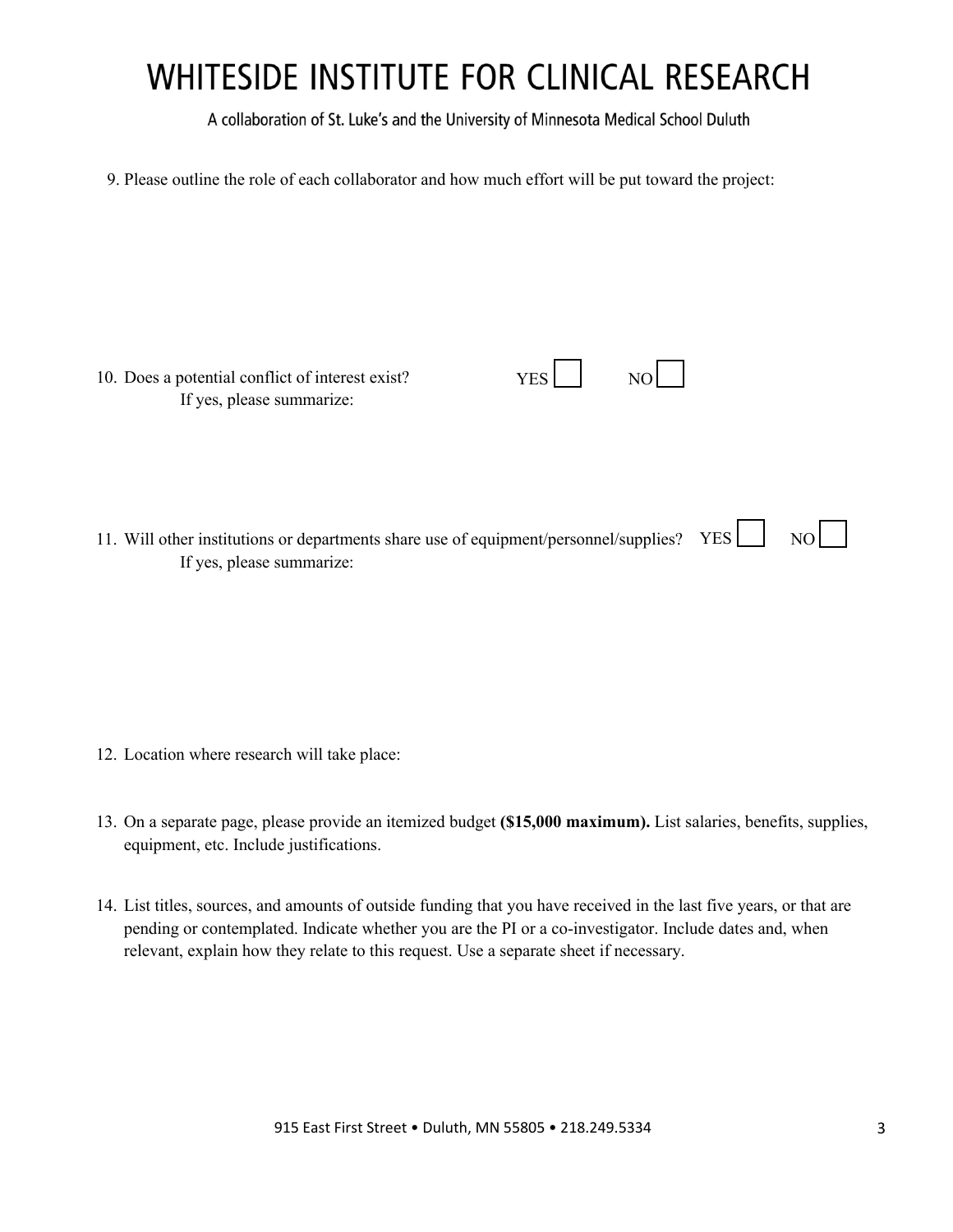# WHITESIDE INSTITUTE FOR CLINICAL RESEARCH

A collaboration of St. Luke's and the University of Minnesota Medical School Duluth

9. Please outline the role of each collaborator and how much effort will be put toward the project:

10. Does a potential conflict of interest exist? YES ☐ NO ☐

    If yes, please summarize:

11. Will other institutions or departments share use of equipment/personnel/supplies? YES ☐ NO ☐

    If yes, please summarize:

12. Location where research will take place:

13. On a separate page, please provide an itemized budget **($15,000 maximum).** List salaries, benefits, supplies, equipment, etc. Include justifications.

14. List titles, sources, and amounts of outside funding that you have received in the last five years, or that are pending or contemplated. Indicate whether you are the PI or a co-investigator. Include dates and, when relevant, explain how they relate to this request. Use a separate sheet if necessary.

915 East First Street • Duluth, MN 55805 • 218.249.5334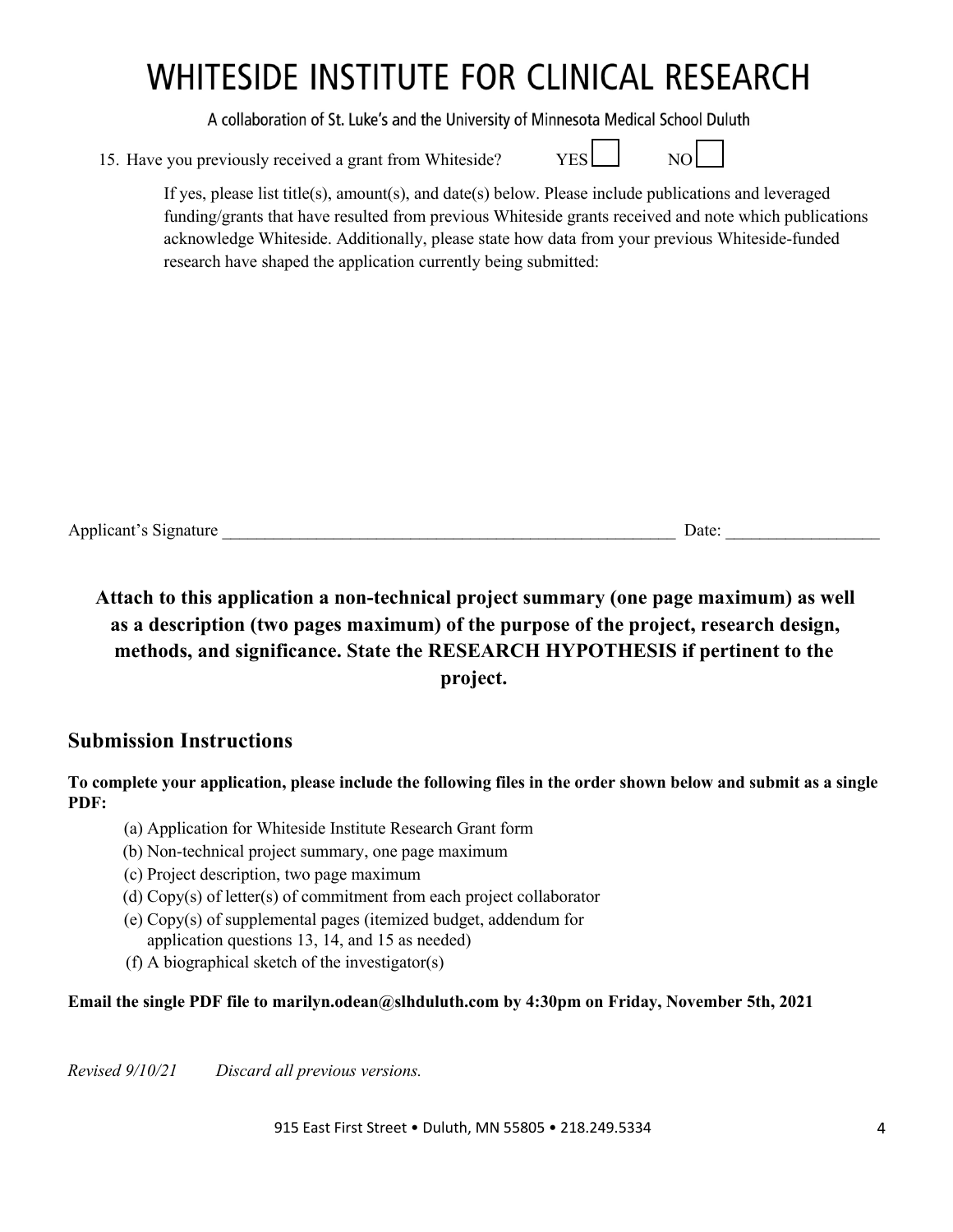# WHITESIDE INSTITUTE FOR CLINICAL RESEARCH

A collaboration of St. Luke's and the University of Minnesota Medical School Duluth

15. Have you previously received a grant from Whiteside? YES ☐ NO ☐

    If yes, please list title(s), amount(s), and date(s) below. Please include publications and leveraged funding/grants that have resulted from previous Whiteside grants received and note which publications acknowledge Whiteside. Additionally, please state how data from your previous Whiteside-funded research have shaped the application currently being submitted:

Applicant's Signature ______________________________________________________ Date: ________________

**Attach to this application a non-technical project summary (one page maximum) as well as a description (two pages maximum) of the purpose of the project, research design, methods, and significance. State the RESEARCH HYPOTHESIS if pertinent to the project.**

## Submission Instructions

**To complete your application, please include the following files in the order shown below and submit as a single PDF:**

(a) Application for Whiteside Institute Research Grant form
(b) Non-technical project summary, one page maximum
(c) Project description, two page maximum
(d) Copy(s) of letter(s) of commitment from each project collaborator
(e) Copy(s) of supplemental pages (itemized budget, addendum for application questions 13, 14, and 15 as needed)
(f) A biographical sketch of the investigator(s)

**Email the single PDF file to marilyn.odean@slhduluth.com by 4:30pm on Friday, November 5th, 2021**

*Revised 9/10/21 Discard all previous versions.*

915 East First Street • Duluth, MN 55805 • 218.249.5334